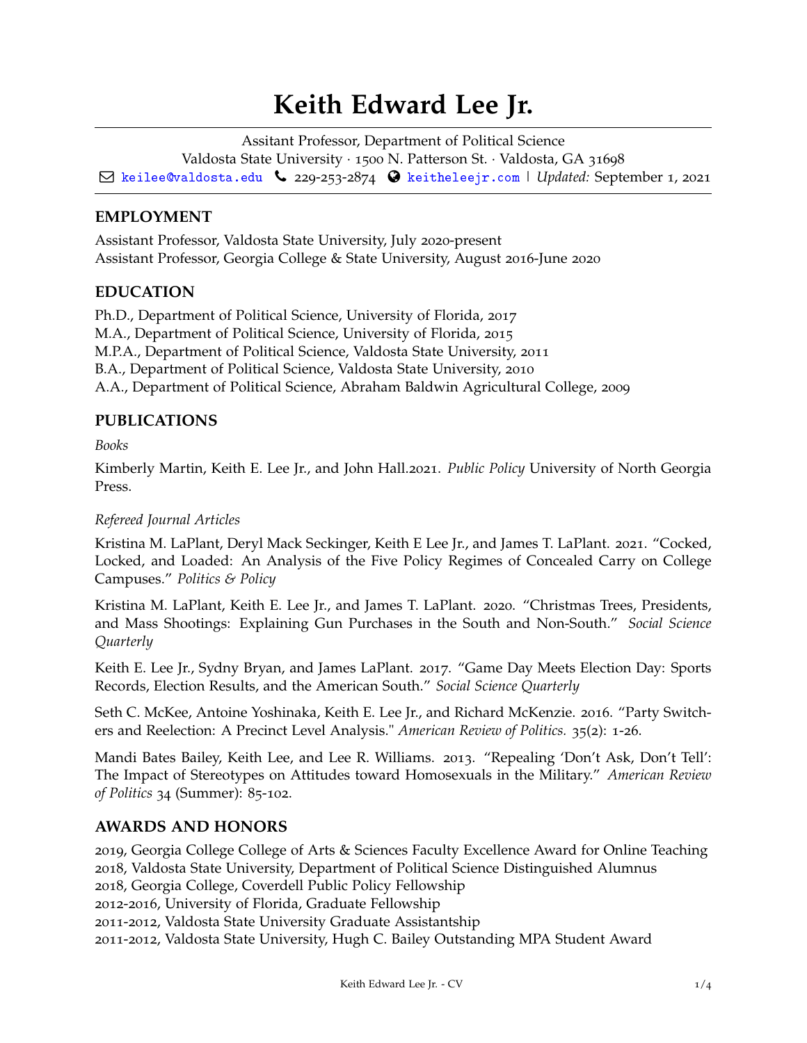# Keith Edward Lee Jr.

Assitant Professor, Department of Political Science
Valdosta State University · 1500 N. Patterson St. · Valdosta, GA 31698
keilee@valdosta.edu · 229-253-2874 · keitheleejr.com | *Updated:* September 1, 2021

## EMPLOYMENT

Assistant Professor, Valdosta State University, July 2020-present
Assistant Professor, Georgia College & State University, August 2016-June 2020

## EDUCATION

Ph.D., Department of Political Science, University of Florida, 2017
M.A., Department of Political Science, University of Florida, 2015
M.P.A., Department of Political Science, Valdosta State University, 2011
B.A., Department of Political Science, Valdosta State University, 2010
A.A., Department of Political Science, Abraham Baldwin Agricultural College, 2009

## PUBLICATIONS

*Books*

Kimberly Martin, Keith E. Lee Jr., and John Hall.2021. *Public Policy* University of North Georgia Press.

*Refereed Journal Articles*

Kristina M. LaPlant, Deryl Mack Seckinger, Keith E Lee Jr., and James T. LaPlant. 2021. "Cocked, Locked, and Loaded: An Analysis of the Five Policy Regimes of Concealed Carry on College Campuses." *Politics & Policy*

Kristina M. LaPlant, Keith E. Lee Jr., and James T. LaPlant. 2020. "Christmas Trees, Presidents, and Mass Shootings: Explaining Gun Purchases in the South and Non-South." *Social Science Quarterly*

Keith E. Lee Jr., Sydny Bryan, and James LaPlant. 2017. "Game Day Meets Election Day: Sports Records, Election Results, and the American South." *Social Science Quarterly*

Seth C. McKee, Antoine Yoshinaka, Keith E. Lee Jr., and Richard McKenzie. 2016. "Party Switchers and Reelection: A Precinct Level Analysis." *American Review of Politics.* 35(2): 1-26.

Mandi Bates Bailey, Keith Lee, and Lee R. Williams. 2013. "Repealing 'Don't Ask, Don't Tell': The Impact of Stereotypes on Attitudes toward Homosexuals in the Military." *American Review of Politics* 34 (Summer): 85-102.

## AWARDS AND HONORS

2019, Georgia College College of Arts & Sciences Faculty Excellence Award for Online Teaching
2018, Valdosta State University, Department of Political Science Distinguished Alumnus
2018, Georgia College, Coverdell Public Policy Fellowship
2012-2016, University of Florida, Graduate Fellowship
2011-2012, Valdosta State University Graduate Assistantship
2011-2012, Valdosta State University, Hugh C. Bailey Outstanding MPA Student Award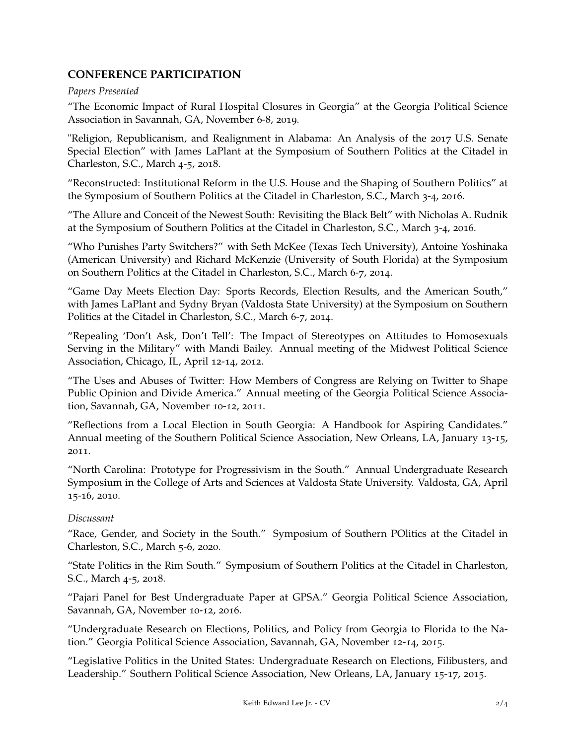## CONFERENCE PARTICIPATION

*Papers Presented*

"The Economic Impact of Rural Hospital Closures in Georgia" at the Georgia Political Science Association in Savannah, GA, November 6-8, 2019.

"Religion, Republicanism, and Realignment in Alabama: An Analysis of the 2017 U.S. Senate Special Election" with James LaPlant at the Symposium of Southern Politics at the Citadel in Charleston, S.C., March 4-5, 2018.

"Reconstructed: Institutional Reform in the U.S. House and the Shaping of Southern Politics" at the Symposium of Southern Politics at the Citadel in Charleston, S.C., March 3-4, 2016.

"The Allure and Conceit of the Newest South: Revisiting the Black Belt" with Nicholas A. Rudnik at the Symposium of Southern Politics at the Citadel in Charleston, S.C., March 3-4, 2016.

"Who Punishes Party Switchers?" with Seth McKee (Texas Tech University), Antoine Yoshinaka (American University) and Richard McKenzie (University of South Florida) at the Symposium on Southern Politics at the Citadel in Charleston, S.C., March 6-7, 2014.

"Game Day Meets Election Day: Sports Records, Election Results, and the American South," with James LaPlant and Sydny Bryan (Valdosta State University) at the Symposium on Southern Politics at the Citadel in Charleston, S.C., March 6-7, 2014.

"Repealing 'Don't Ask, Don't Tell': The Impact of Stereotypes on Attitudes to Homosexuals Serving in the Military" with Mandi Bailey. Annual meeting of the Midwest Political Science Association, Chicago, IL, April 12-14, 2012.

"The Uses and Abuses of Twitter: How Members of Congress are Relying on Twitter to Shape Public Opinion and Divide America." Annual meeting of the Georgia Political Science Association, Savannah, GA, November 10-12, 2011.

"Reflections from a Local Election in South Georgia: A Handbook for Aspiring Candidates." Annual meeting of the Southern Political Science Association, New Orleans, LA, January 13-15, 2011.

"North Carolina: Prototype for Progressivism in the South." Annual Undergraduate Research Symposium in the College of Arts and Sciences at Valdosta State University. Valdosta, GA, April 15-16, 2010.

*Discussant*

"Race, Gender, and Society in the South." Symposium of Southern POlitics at the Citadel in Charleston, S.C., March 5-6, 2020.

"State Politics in the Rim South." Symposium of Southern Politics at the Citadel in Charleston, S.C., March 4-5, 2018.

"Pajari Panel for Best Undergraduate Paper at GPSA." Georgia Political Science Association, Savannah, GA, November 10-12, 2016.

"Undergraduate Research on Elections, Politics, and Policy from Georgia to Florida to the Nation." Georgia Political Science Association, Savannah, GA, November 12-14, 2015.

"Legislative Politics in the United States: Undergraduate Research on Elections, Filibusters, and Leadership." Southern Political Science Association, New Orleans, LA, January 15-17, 2015.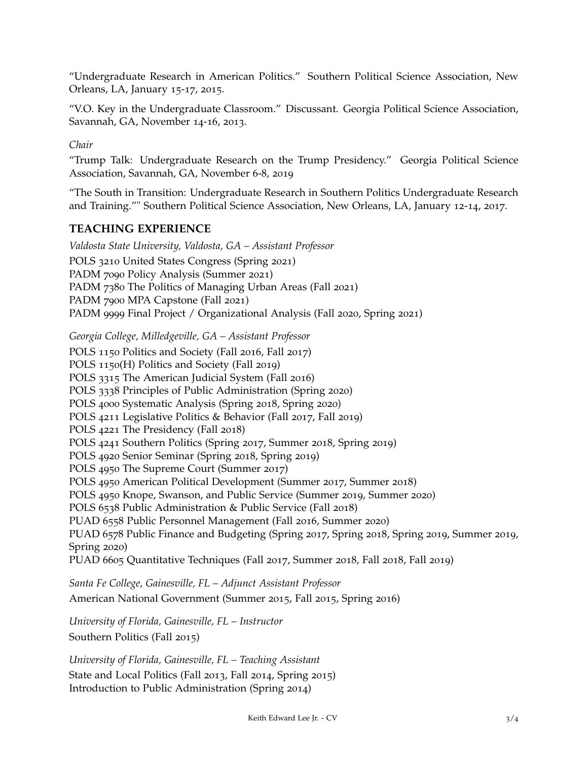"Undergraduate Research in American Politics." Southern Political Science Association, New Orleans, LA, January 15-17, 2015.

"V.O. Key in the Undergraduate Classroom." Discussant. Georgia Political Science Association, Savannah, GA, November 14-16, 2013.

*Chair*

"Trump Talk: Undergraduate Research on the Trump Presidency." Georgia Political Science Association, Savannah, GA, November 6-8, 2019

"The South in Transition: Undergraduate Research in Southern Politics Undergraduate Research and Training."" Southern Political Science Association, New Orleans, LA, January 12-14, 2017.

## TEACHING EXPERIENCE

*Valdosta State University, Valdosta, GA – Assistant Professor*

POLS 3210 United States Congress (Spring 2021)
PADM 7090 Policy Analysis (Summer 2021)
PADM 7380 The Politics of Managing Urban Areas (Fall 2021)
PADM 7900 MPA Capstone (Fall 2021)
PADM 9999 Final Project / Organizational Analysis (Fall 2020, Spring 2021)

*Georgia College, Milledgeville, GA – Assistant Professor*

POLS 1150 Politics and Society (Fall 2016, Fall 2017)
POLS 1150(H) Politics and Society (Fall 2019)
POLS 3315 The American Judicial System (Fall 2016)
POLS 3338 Principles of Public Administration (Spring 2020)
POLS 4000 Systematic Analysis (Spring 2018, Spring 2020)
POLS 4211 Legislative Politics & Behavior (Fall 2017, Fall 2019)
POLS 4221 The Presidency (Fall 2018)
POLS 4241 Southern Politics (Spring 2017, Summer 2018, Spring 2019)
POLS 4920 Senior Seminar (Spring 2018, Spring 2019)
POLS 4950 The Supreme Court (Summer 2017)
POLS 4950 American Political Development (Summer 2017, Summer 2018)
POLS 4950 Knope, Swanson, and Public Service (Summer 2019, Summer 2020)
POLS 6538 Public Administration & Public Service (Fall 2018)
PUAD 6558 Public Personnel Management (Fall 2016, Summer 2020)
PUAD 6578 Public Finance and Budgeting (Spring 2017, Spring 2018, Spring 2019, Summer 2019, Spring 2020)
PUAD 6605 Quantitative Techniques (Fall 2017, Summer 2018, Fall 2018, Fall 2019)

*Santa Fe College, Gainesville, FL – Adjunct Assistant Professor*

American National Government (Summer 2015, Fall 2015, Spring 2016)

*University of Florida, Gainesville, FL – Instructor*

Southern Politics (Fall 2015)

*University of Florida, Gainesville, FL – Teaching Assistant*

State and Local Politics (Fall 2013, Fall 2014, Spring 2015)
Introduction to Public Administration (Spring 2014)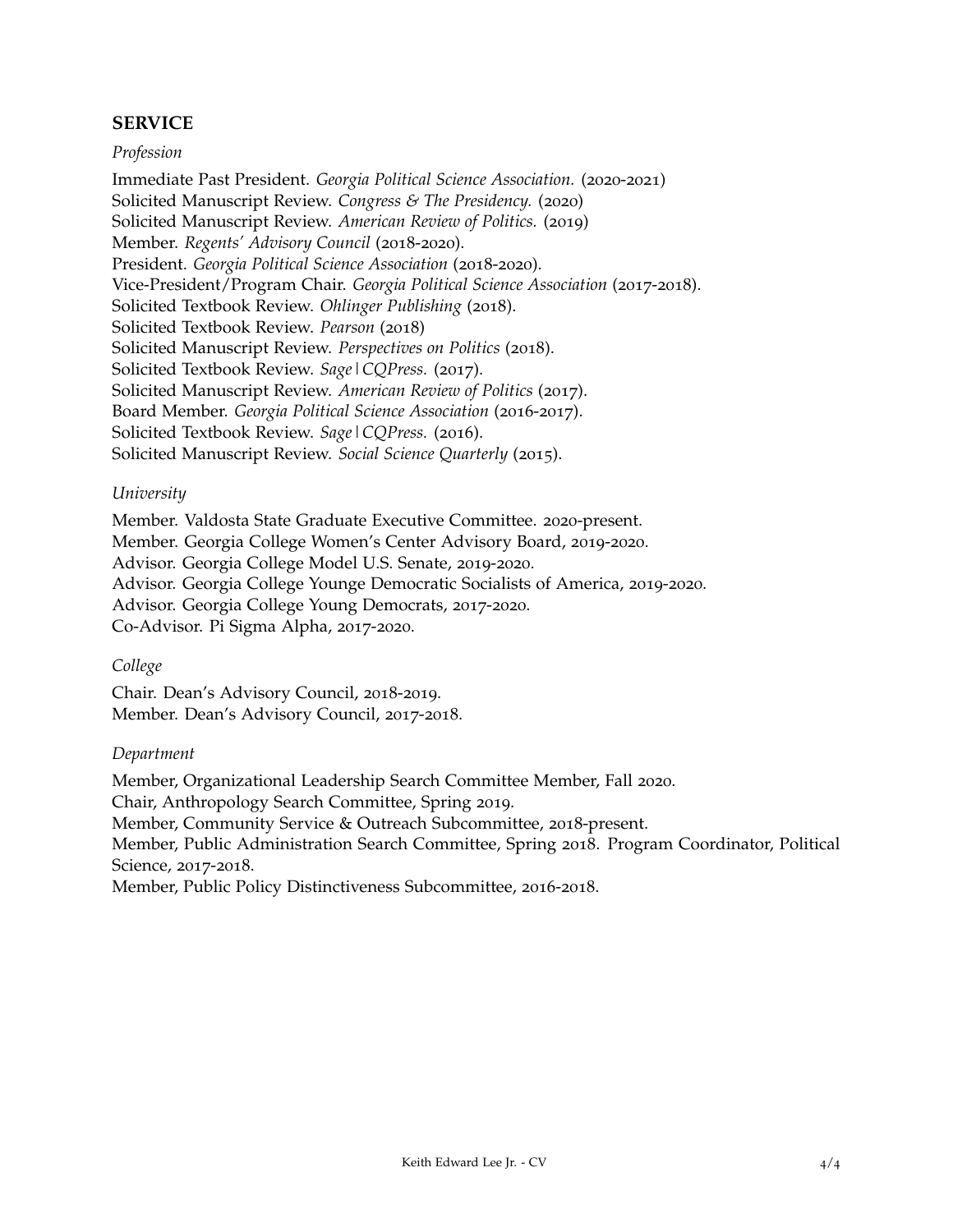## SERVICE

*Profession*

Immediate Past President. *Georgia Political Science Association.* (2020-2021)
Solicited Manuscript Review. *Congress & The Presidency.* (2020)
Solicited Manuscript Review. *American Review of Politics.* (2019)
Member. *Regents' Advisory Council* (2018-2020).
President. *Georgia Political Science Association* (2018-2020).
Vice-President/Program Chair. *Georgia Political Science Association* (2017-2018).
Solicited Textbook Review. *Ohlinger Publishing* (2018).
Solicited Textbook Review. *Pearson* (2018)
Solicited Manuscript Review. *Perspectives on Politics* (2018).
Solicited Textbook Review. *Sage|CQPress.* (2017).
Solicited Manuscript Review. *American Review of Politics* (2017).
Board Member. *Georgia Political Science Association* (2016-2017).
Solicited Textbook Review. *Sage|CQPress.* (2016).
Solicited Manuscript Review. *Social Science Quarterly* (2015).

*University*

Member. Valdosta State Graduate Executive Committee. 2020-present.
Member. Georgia College Women's Center Advisory Board, 2019-2020.
Advisor. Georgia College Model U.S. Senate, 2019-2020.
Advisor. Georgia College Younge Democratic Socialists of America, 2019-2020.
Advisor. Georgia College Young Democrats, 2017-2020.
Co-Advisor. Pi Sigma Alpha, 2017-2020.

*College*

Chair. Dean's Advisory Council, 2018-2019.
Member. Dean's Advisory Council, 2017-2018.

*Department*

Member, Organizational Leadership Search Committee Member, Fall 2020.
Chair, Anthropology Search Committee, Spring 2019.
Member, Community Service & Outreach Subcommittee, 2018-present.
Member, Public Administration Search Committee, Spring 2018. Program Coordinator, Political Science, 2017-2018.
Member, Public Policy Distinctiveness Subcommittee, 2016-2018.